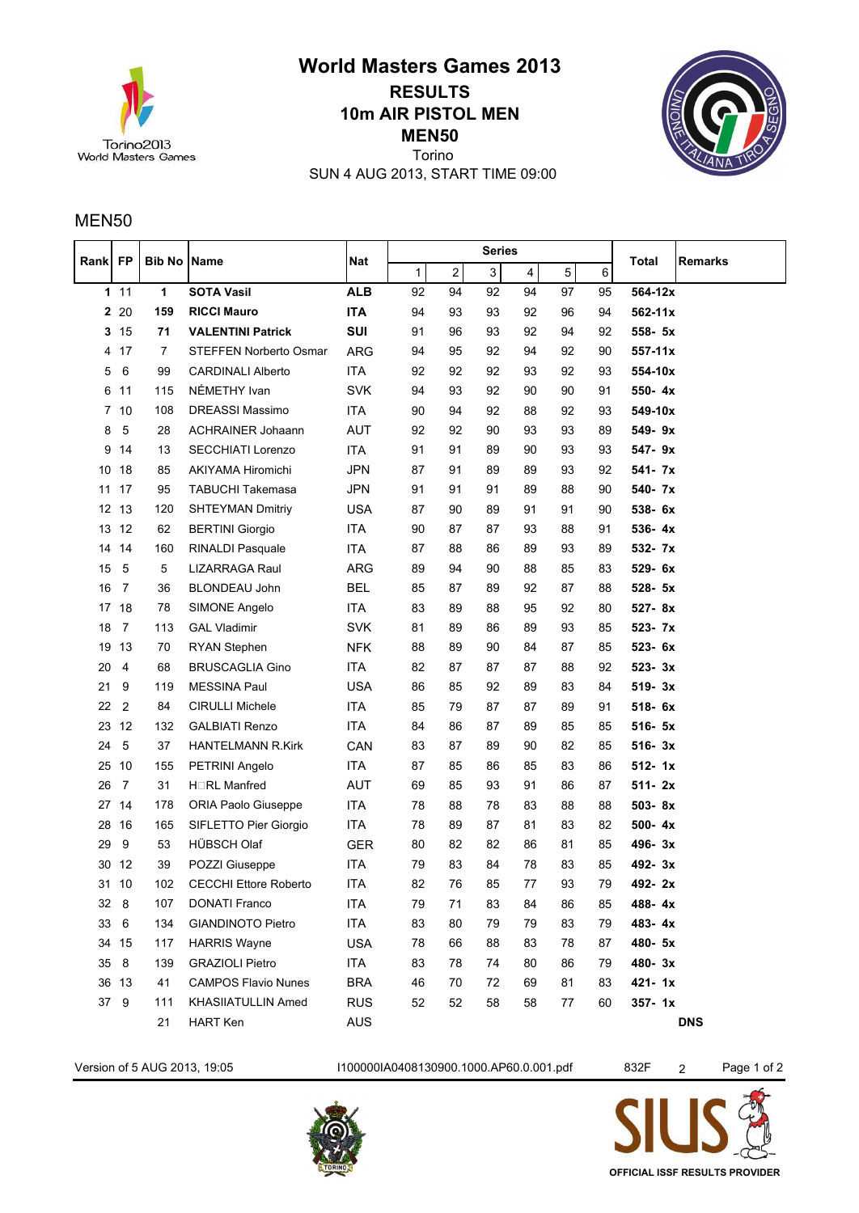# World Masters Games 2013

## RESULTS

## 10m AIR PISTOL MEN

## MEN50

Torino

SUN 4 AUG 2013, START TIME 09:00

MEN50

| Rank | FP | Bib No | Name | Nat | Series | | | | | | Total | Remarks |
|---|---|---|---|---|---|---|---|---|---|---|---|---|
| | | | | | 1 | 2 | 3 | 4 | 5 | 6 | | |
| **1** | 11 | **1** | **SOTA Vasil** | **ALB** | 92 | 94 | 92 | 94 | 97 | 95 | **564-12x** | |
| **2** | 20 | **159** | **RICCI Mauro** | **ITA** | 94 | 93 | 93 | 92 | 96 | 94 | **562-11x** | |
| **3** | 15 | **71** | **VALENTINI Patrick** | **SUI** | 91 | 96 | 93 | 92 | 94 | 92 | **558- 5x** | |
| 4 | 17 | 7 | STEFFEN Norberto Osmar | ARG | 94 | 95 | 92 | 94 | 92 | 90 | **557-11x** | |
| 5 | 6 | 99 | CARDINALI Alberto | ITA | 92 | 92 | 92 | 93 | 92 | 93 | **554-10x** | |
| 6 | 11 | 115 | NÉMETHY Ivan | SVK | 94 | 93 | 92 | 90 | 90 | 91 | **550- 4x** | |
| 7 | 10 | 108 | DREASSI Massimo | ITA | 90 | 94 | 92 | 88 | 92 | 93 | **549-10x** | |
| 8 | 5 | 28 | ACHRAINER Johaann | AUT | 92 | 92 | 90 | 93 | 93 | 89 | **549- 9x** | |
| 9 | 14 | 13 | SECCHIATI Lorenzo | ITA | 91 | 91 | 89 | 90 | 93 | 93 | **547- 9x** | |
| 10 | 18 | 85 | AKIYAMA Hiromichi | JPN | 87 | 91 | 89 | 89 | 93 | 92 | **541- 7x** | |
| 11 | 17 | 95 | TABUCHI Takemasa | JPN | 91 | 91 | 91 | 89 | 88 | 90 | **540- 7x** | |
| 12 | 13 | 120 | SHTEYMAN Dmitriy | USA | 87 | 90 | 89 | 91 | 91 | 90 | **538- 6x** | |
| 13 | 12 | 62 | BERTINI Giorgio | ITA | 90 | 87 | 87 | 93 | 88 | 91 | **536- 4x** | |
| 14 | 14 | 160 | RINALDI Pasquale | ITA | 87 | 88 | 86 | 89 | 93 | 89 | **532- 7x** | |
| 15 | 5 | 5 | LIZARRAGA Raul | ARG | 89 | 94 | 90 | 88 | 85 | 83 | **529- 6x** | |
| 16 | 7 | 36 | BLONDEAU John | BEL | 85 | 87 | 89 | 92 | 87 | 88 | **528- 5x** | |
| 17 | 18 | 78 | SIMONE Angelo | ITA | 83 | 89 | 88 | 95 | 92 | 80 | **527- 8x** | |
| 18 | 7 | 113 | GAL Vladimir | SVK | 81 | 89 | 86 | 89 | 93 | 85 | **523- 7x** | |
| 19 | 13 | 70 | RYAN Stephen | NFK | 88 | 89 | 90 | 84 | 87 | 85 | **523- 6x** | |
| 20 | 4 | 68 | BRUSCAGLIA Gino | ITA | 82 | 87 | 87 | 87 | 88 | 92 | **523- 3x** | |
| 21 | 9 | 119 | MESSINA Paul | USA | 86 | 85 | 92 | 89 | 83 | 84 | **519- 3x** | |
| 22 | 2 | 84 | CIRULLI Michele | ITA | 85 | 79 | 87 | 87 | 89 | 91 | **518- 6x** | |
| 23 | 12 | 132 | GALBIATI Renzo | ITA | 84 | 86 | 87 | 89 | 85 | 85 | **516- 5x** | |
| 24 | 5 | 37 | HANTELMANN R.Kirk | CAN | 83 | 87 | 89 | 90 | 82 | 85 | **516- 3x** | |
| 25 | 10 | 155 | PETRINI Angelo | ITA | 87 | 85 | 86 | 85 | 83 | 86 | **512- 1x** | |
| 26 | 7 | 31 | H□RL Manfred | AUT | 69 | 85 | 93 | 91 | 86 | 87 | **511- 2x** | |
| 27 | 14 | 178 | ORIA Paolo Giuseppe | ITA | 78 | 88 | 78 | 83 | 88 | 88 | **503- 8x** | |
| 28 | 16 | 165 | SIFLETTO Pier Giorgio | ITA | 78 | 89 | 87 | 81 | 83 | 82 | **500- 4x** | |
| 29 | 9 | 53 | HÜBSCH Olaf | GER | 80 | 82 | 82 | 86 | 81 | 85 | **496- 3x** | |
| 30 | 12 | 39 | POZZI Giuseppe | ITA | 79 | 83 | 84 | 78 | 83 | 85 | **492- 3x** | |
| 31 | 10 | 102 | CECCHI Ettore Roberto | ITA | 82 | 76 | 85 | 77 | 93 | 79 | **492- 2x** | |
| 32 | 8 | 107 | DONATI Franco | ITA | 79 | 71 | 83 | 84 | 86 | 85 | **488- 4x** | |
| 33 | 6 | 134 | GIANDINOTO Pietro | ITA | 83 | 80 | 79 | 79 | 83 | 79 | **483- 4x** | |
| 34 | 15 | 117 | HARRIS Wayne | USA | 78 | 66 | 88 | 83 | 78 | 87 | **480- 5x** | |
| 35 | 8 | 139 | GRAZIOLI Pietro | ITA | 83 | 78 | 74 | 80 | 86 | 79 | **480- 3x** | |
| 36 | 13 | 41 | CAMPOS Flavio Nunes | BRA | 46 | 70 | 72 | 69 | 81 | 83 | **421- 1x** | |
| 37 | 9 | 111 | KHASIIATULLIN Amed | RUS | 52 | 52 | 58 | 58 | 77 | 60 | **357- 1x** | |
| | | 21 | HART Ken | AUS | | | | | | | | **DNS** |

Version of 5 AUG 2013, 19:05 | I100000IA0408130900.1000.AP60.0.001.pdf | 832F | 2

OFFICIAL ISSF RESULTS PROVIDER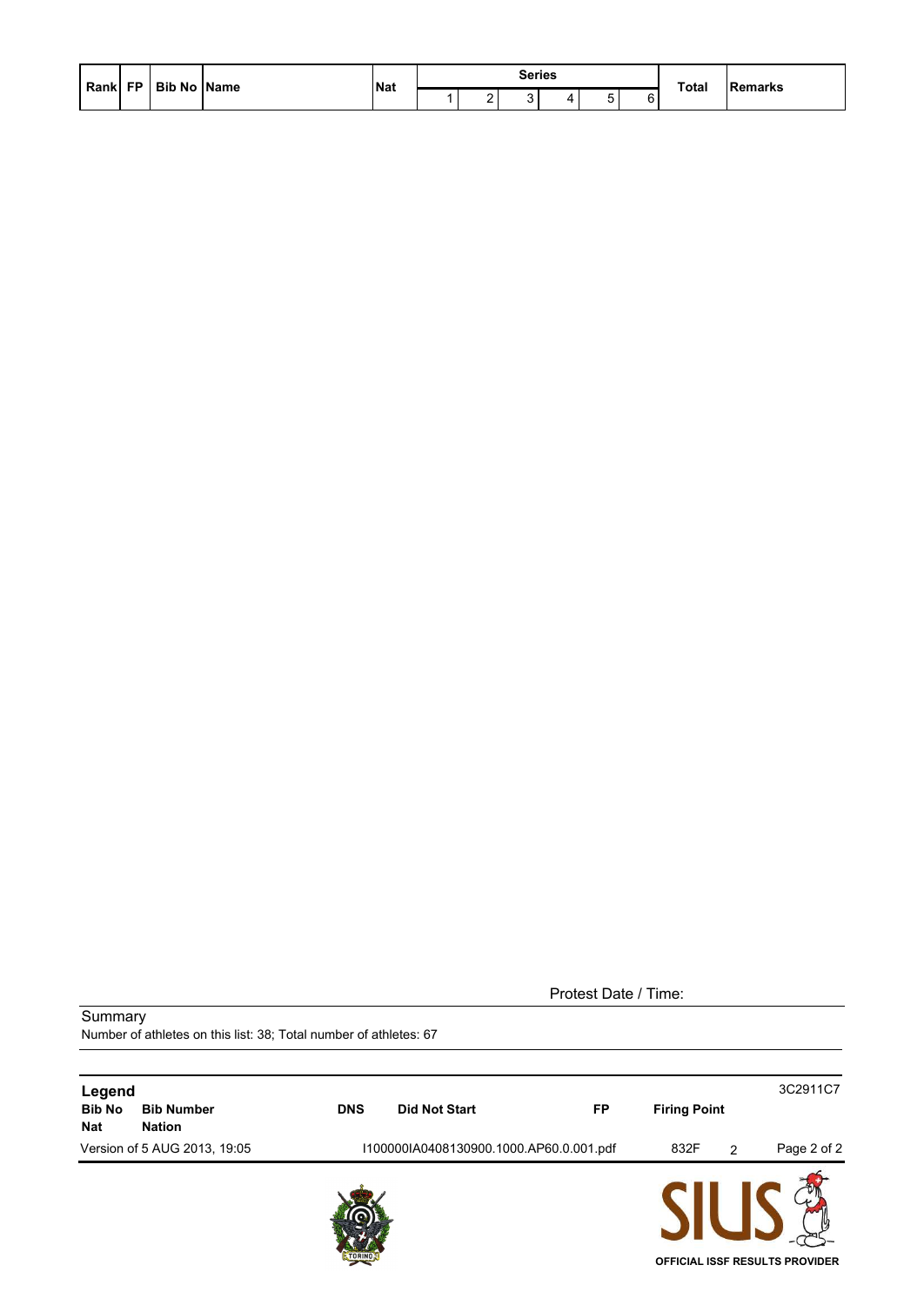| Rank | FP | Bib No | Name | Nat | Series | | | | | | Total | Remarks |
|---|---|---|---|---|---|---|---|---|---|---|---|---|
| | | | | | 1 | 2 | 3 | 4 | 5 | 6 | | |

Protest Date / Time:

Summary

Number of athletes on this list: 38; Total number of athletes: 67

**Legend**

3C2911C7

| | | | | | |
|---|---|---|---|---|---|
| **Bib No** | **Bib Number** | **DNS** | **Did Not Start** | **FP** | **Firing Point** |
| **Nat** | **Nation** | | | | |

Version of 5 AUG 2013, 19:05 | I100000IA0408130900.1000.AP60.0.001.pdf | 832F | 2

OFFICIAL ISSF RESULTS PROVIDER